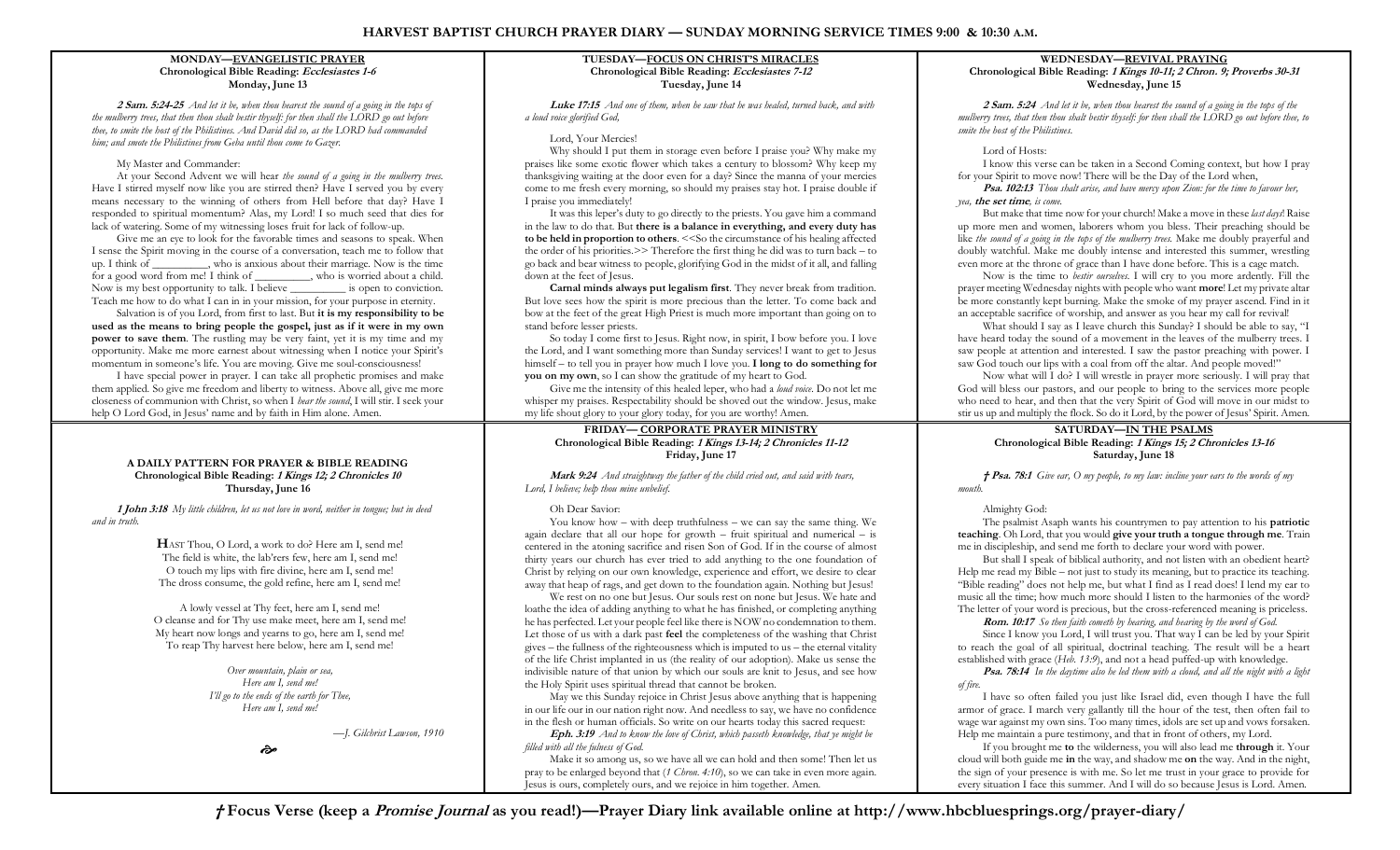# HARVEST BAPTIST CHURCH PRAYER DIARY — SUNDAY MORNING SERVICE TIMES 9:00 & 10:30 A.M.

## MONDAY—EVANGELISTIC PRAYER

**Chronological Bible Reading: *Ecclesiastes 1-6***

**Monday, June 13**

***2 Sam. 5:24-25*** *And let it be, when thou hearest the sound of a going in the tops of the mulberry trees, that then thou shalt bestir thyself: for then shall the LORD go out before thee, to smite the host of the Philistines. And David did so, as the LORD had commanded him; and smote the Philistines from Geba until thou come to Gazer.*

My Master and Commander:

At your Second Advent we will hear *the sound of a going in the mulberry trees.* Have I stirred myself now like you are stirred then? Have I served you by every means necessary to the winning of others from Hell before that day? Have I responded to spiritual momentum? Alas, my Lord! I so much seed that dies for lack of watering. Some of my witnessing loses fruit for lack of follow-up.

Give me an eye to look for the favorable times and seasons to speak. When I sense the Spirit moving in the course of a conversation, teach me to follow that up. I think of __________, who is anxious about their marriage. Now is the time for a good word from me! I think of __________, who is worried about a child. Now is my best opportunity to talk. I believe __________ is open to conviction. Teach me how to do what I can in in your mission, for your purpose in eternity.

Salvation is of you Lord, from first to last. But **it is my responsibility to be used as the means to bring people the gospel, just as if it were in my own power to save them**. The rustling may be very faint, yet it is my time and my opportunity. Make me more earnest about witnessing when I notice your Spirit's momentum in someone's life. You are moving. Give me soul-consciousness!

I have special power in prayer. I can take all prophetic promises and make them applied. So give me freedom and liberty to witness. Above all, give me more closeness of communion with Christ, so when I *hear the sound*, I will stir. I seek your help O Lord God, in Jesus' name and by faith in Him alone. Amen.

## TUESDAY—FOCUS ON CHRIST'S MIRACLES

**Chronological Bible Reading: *Ecclesiastes 7-12***

**Tuesday, June 14**

***Luke 17:15*** *And one of them, when he saw that he was healed, turned back, and with a loud voice glorified God,*

Lord, Your Mercies!

Why should I put them in storage even before I praise you? Why make my praises like some exotic flower which takes a century to blossom? Why keep my thanksgiving waiting at the door even for a day? Since the manna of your mercies come to me fresh every morning, so should my praises stay hot. I praise double if I praise you immediately!

It was this leper's duty to go directly to the priests. You gave him a command in the law to do that. But **there is a balance in everything, and every duty has to be held in proportion to others**. <<So the circumstance of his healing affected the order of his priorities.>> Therefore the first thing he did was to turn back – to go back and bear witness to people, glorifying God in the midst of it all, and falling down at the feet of Jesus.

**Carnal minds always put legalism first**. They never break from tradition. But love sees how the spirit is more precious than the letter. To come back and bow at the feet of the great High Priest is much more important than going on to stand before lesser priests.

So today I come first to Jesus. Right now, in spirit, I bow before you. I love the Lord, and I want something more than Sunday services! I want to get to Jesus himself – to tell you in prayer how much I love you. **I long to do something for you on my own**, so I can show the gratitude of my heart to God.

Give me the intensity of this healed leper, who had a *loud voice*. Do not let me whisper my praises. Respectability should be shoved out the window. Jesus, make my life shout glory to your glory today, for you are worthy! Amen.

## WEDNESDAY—REVIVAL PRAYING

**Chronological Bible Reading: *1 Kings 10-11; 2 Chron. 9; Proverbs 30-31***

**Wednesday, June 15**

***2 Sam. 5:24*** *And let it be, when thou hearest the sound of a going in the tops of the mulberry trees, that then thou shalt bestir thyself: for then shall the LORD go out before thee, to smite the host of the Philistines.*

Lord of Hosts:

I know this verse can be taken in a Second Coming context, but how I pray for your Spirit to move now! There will be the Day of the Lord when,

***Psa. 102:13*** *Thou shalt arise, and have mercy upon Zion: for the time to favour her, yea,* ***the set time****, is come.*

But make that time now for your church! Make a move in these *last days*! Raise up more men and women, laborers whom you bless. Their preaching should be like *the sound of a going in the tops of the mulberry trees.* Make me doubly prayerful and doubly watchful. Make me doubly intense and interested this summer, wrestling even more at the throne of grace than I have done before. This is a cage match.

Now is the time to *bestir ourselves*. I will cry to you more ardently. Fill the prayer meeting Wednesday nights with people who want **more**! Let my private altar be more constantly kept burning. Make the smoke of my prayer ascend. Find in it an acceptable sacrifice of worship, and answer as you hear my call for revival!

What should I say as I leave church this Sunday? I should be able to say, "I have heard today the sound of a movement in the leaves of the mulberry trees. I saw people at attention and interested. I saw the pastor preaching with power. I saw God touch our lips with a coal from off the altar. And people moved!"

Now what will I do? I will wrestle in prayer more seriously. I will pray that God will bless our pastors, and our people to bring to the services more people who need to hear, and then that the very Spirit of God will move in our midst to stir us up and multiply the flock. So do it Lord, by the power of Jesus' Spirit. Amen.

## A DAILY PATTERN FOR PRAYER & BIBLE READING

**Chronological Bible Reading: *1 Kings 12; 2 Chronicles 10***

**Thursday, June 16**

***1 John 3:18*** *My little children, let us not love in word, neither in tongue; but in deed and in truth.*

HAST Thou, O Lord, a work to do? Here am I, send me!
The field is white, the lab'rers few, here am I, send me!
O touch my lips with fire divine, here am I, send me!
The dross consume, the gold refine, here am I, send me!

A lowly vessel at Thy feet, here am I, send me!
O cleanse and for Thy use make meet, here am I, send me!
My heart now longs and yearns to go, here am I, send me!
To reap Thy harvest here below, here am I, send me!

*Over mountain, plain or sea,*
*Here am I, send me!*
*I'll go to the ends of the earth for Thee,*
*Here am I, send me!*

*—J. Gilchrist Lawson, 1910*

## FRIDAY— CORPORATE PRAYER MINISTRY

**Chronological Bible Reading: *1 Kings 13-14; 2 Chronicles 11-12***

**Friday, June 17**

***Mark 9:24*** *And straightway the father of the child cried out, and said with tears, Lord, I believe; help thou mine unbelief.*

Oh Dear Savior:

You know how – with deep truthfulness – we can say the same thing. We again declare that all our hope for growth – fruit spiritual and numerical – is centered in the atoning sacrifice and risen Son of God. If in the course of almost thirty years our church has ever tried to add anything to the one foundation of Christ by relying on our own knowledge, experience and effort, we desire to clear away that heap of rags, and get down to the foundation again. Nothing but Jesus!

We rest on no one but Jesus. Our souls rest on none but Jesus. We hate and loathe the idea of adding anything to what he has finished, or completing anything he has perfected. Let your people feel like there is NOW no condemnation to them. Let those of us with a dark past **feel** the completeness of the washing that Christ gives – the fullness of the righteousness which is imputed to us – the eternal vitality of the life Christ implanted in us (the reality of our adoption). Make us sense the indivisible nature of that union by which our souls are knit to Jesus, and see how the Holy Spirit uses spiritual thread that cannot be broken.

May we this Sunday rejoice in Christ Jesus above anything that is happening in our life our in our nation right now. And needless to say, we have no confidence in the flesh or human officials. So write on our hearts today this sacred request:

***Eph. 3:19*** *And to know the love of Christ, which passeth knowledge, that ye might be filled with all the fulness of God.*

Make it so among us, so we have all we can hold and then some! Then let us pray to be enlarged beyond that (*1 Chron. 4:10*), so we can take in even more again. Jesus is ours, completely ours, and we rejoice in him together. Amen.

## SATURDAY—IN THE PSALMS

**Chronological Bible Reading: *1 Kings 15; 2 Chronicles 13-16***

**Saturday, June 18**

***† Psa. 78:1*** *Give ear, O my people, to my law: incline your ears to the words of my mouth.*

Almighty God:

The psalmist Asaph wants his countrymen to pay attention to his **patriotic teaching**. Oh Lord, that you would **give your truth a tongue through me**. Train me in discipleship, and send me forth to declare your word with power.

But shall I speak of biblical authority, and not listen with an obedient heart? Help me read my Bible – not just to study its meaning, but to practice its teaching. "Bible reading" does not help me, but what I find as I read does! I lend my ear to music all the time; how much more should I listen to the harmonies of the word? The letter of your word is precious, but the cross-referenced meaning is priceless.

***Rom. 10:17*** *So then faith cometh by hearing, and hearing by the word of God.*

Since I know you Lord, I will trust you. That way I can be led by your Spirit to reach the goal of all spiritual, doctrinal teaching. The result will be a heart established with grace (*Heb. 13:9*), and not a head puffed-up with knowledge.

***Psa. 78:14*** *In the daytime also he led them with a cloud, and all the night with a light of fire.*

I have so often failed you just like Israel did, even though I have the full armor of grace. I march very gallantly till the hour of the test, then often fail to wage war against my own sins. Too many times, idols are set up and vows forsaken. Help me maintain a pure testimony, and that in front of others, my Lord.

If you brought me **to** the wilderness, you will also lead me **through** it. Your cloud will both guide me **in** the way, and shadow me **on** the way. And in the night, the sign of your presence is with me. So let me trust in your grace to provide for every situation I face this summer. And I will do so because Jesus is Lord. Amen.

**† Focus Verse (keep a *Promise Journal* as you read!)—Prayer Diary link available online at http://www.hbcbluesprings.org/prayer-diary/**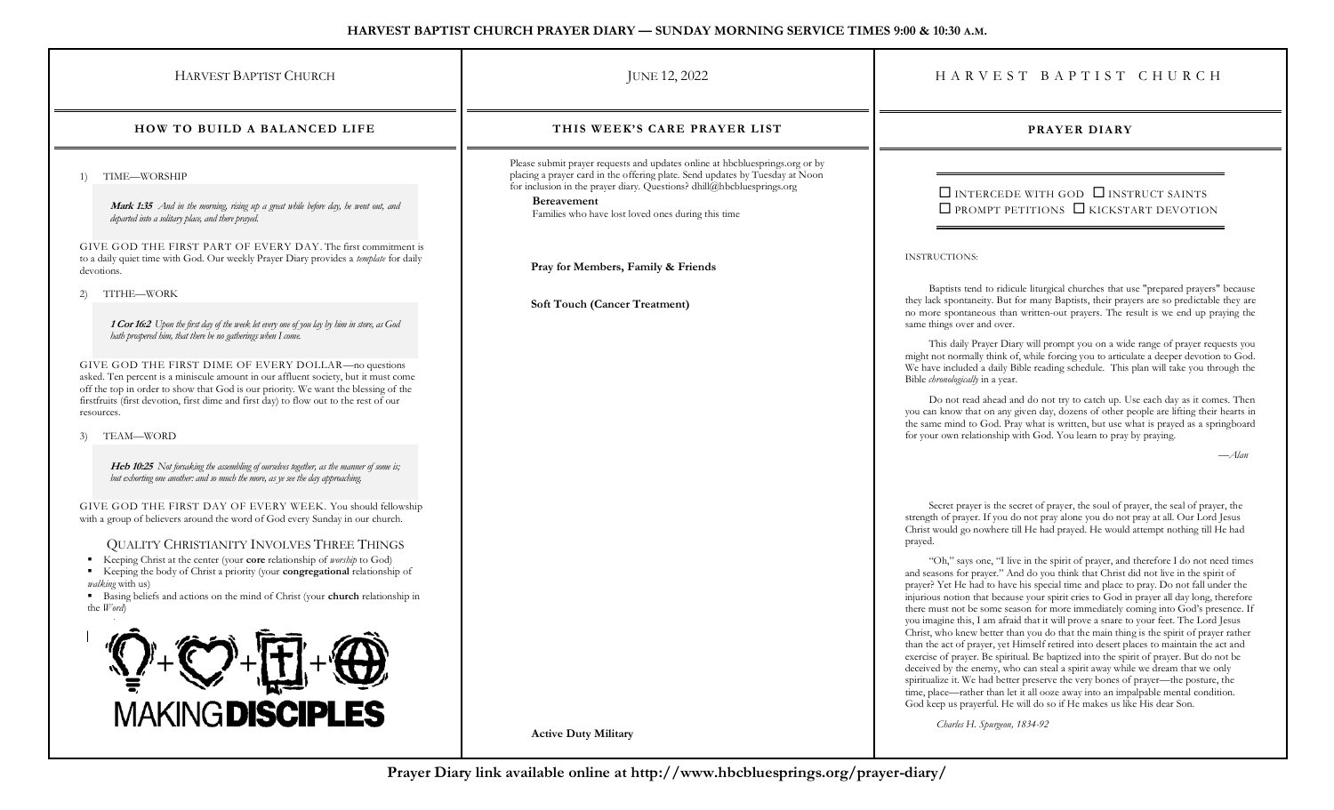HARVEST BAPTIST CHURCH PRAYER DIARY — SUNDAY MORNING SERVICE TIMES 9:00 & 10:30 A.M.

Harvest Baptist Church

## HOW TO BUILD A BALANCED LIFE

1) TIME—WORSHIP

> ***Mark 1:35*** *And in the morning, rising up a great while before day, he went out, and departed into a solitary place, and there prayed.*

GIVE GOD THE FIRST PART OF EVERY DAY. The first commitment is to a daily quiet time with God. Our weekly Prayer Diary provides a *template* for daily devotions.

2) TITHE—WORK

> ***1 Cor 16:2*** *Upon the first day of the week let every one of you lay by him in store, as God hath prospered him, that there be no gatherings when I come.*

GIVE GOD THE FIRST DIME OF EVERY DOLLAR—no questions asked. Ten percent is a miniscule amount in our affluent society, but it must come off the top in order to show that God is our priority. We want the blessing of the firstfruits (first devotion, first dime and first day) to flow out to the rest of our resources.

3) TEAM—WORD

> ***Heb 10:25*** *Not forsaking the assembling of ourselves together, as the manner of some is; but exhorting one another: and so much the more, as ye see the day approaching.*

GIVE GOD THE FIRST DAY OF EVERY WEEK. You should fellowship with a group of believers around the word of God every Sunday in our church.

### Quality Christianity Involves Three Things

- Keeping Christ at the center (your **core** relationship of *worship* to God)
- Keeping the body of Christ a priority (your **congregational** relationship of *walking* with us)
- Basing beliefs and actions on the mind of Christ (your **church** relationship in the *Word*)

MAKING **DISCIPLES**

June 12, 2022

## THIS WEEK'S CARE PRAYER LIST

Please submit prayer requests and updates online at hbcbluesprings.org or by placing a prayer card in the offering plate. Send updates by Tuesday at Noon for inclusion in the prayer diary. Questions? dhill@hbcbluesprings.org

**Bereavement**
Families who have lost loved ones during this time

**Pray for Members, Family & Friends**

**Soft Touch (Cancer Treatment)**

**Active Duty Military**

H A R V E S T B A P T I S T C H U R C H

## PRAYER DIARY

☐ INTERCEDE WITH GOD ☐ INSTRUCT SAINTS
☐ PROMPT PETITIONS ☐ KICKSTART DEVOTION

INSTRUCTIONS:

Baptists tend to ridicule liturgical churches that use "prepared prayers" because they lack spontaneity. But for many Baptists, their prayers are so predictable they are no more spontaneous than written-out prayers. The result is we end up praying the same things over and over.

This daily Prayer Diary will prompt you on a wide range of prayer requests you might not normally think of, while forcing you to articulate a deeper devotion to God. We have included a daily Bible reading schedule. This plan will take you through the Bible *chronologically* in a year.

Do not read ahead and do not try to catch up. Use each day as it comes. Then you can know that on any given day, dozens of other people are lifting their hearts in the same mind to God. Pray what is written, but use what is prayed as a springboard for your own relationship with God. You learn to pray by praying.

*—Alan*

Secret prayer is the secret of prayer, the soul of prayer, the seal of prayer, the strength of prayer. If you do not pray alone you do not pray at all. Our Lord Jesus Christ would go nowhere till He had prayed. He would attempt nothing till He had prayed.

"Oh," says one, "I live in the spirit of prayer, and therefore I do not need times and seasons for prayer." And do you think that Christ did not live in the spirit of prayer? Yet He had to have his special time and place to pray. Do not fall under the injurious notion that because your spirit cries to God in prayer all day long, therefore there must not be some season for more immediately coming into God's presence. If you imagine this, I am afraid that it will prove a snare to your feet. The Lord Jesus Christ, who knew better than you do that the main thing is the spirit of prayer rather than the act of prayer, yet Himself retired into desert places to maintain the act and exercise of prayer. Be spiritual. Be baptized into the spirit of prayer. But do not be deceived by the enemy, who can steal a spirit away while we dream that we only spiritualize it. We had better preserve the very bones of prayer—the posture, the time, place—rather than let it all ooze away into an impalpable mental condition. God keep us prayerful. He will do so if He makes us like His dear Son.

*Charles H. Spurgeon, 1834-92*

**Prayer Diary link available online at http://www.hbcbluesprings.org/prayer-diary/**